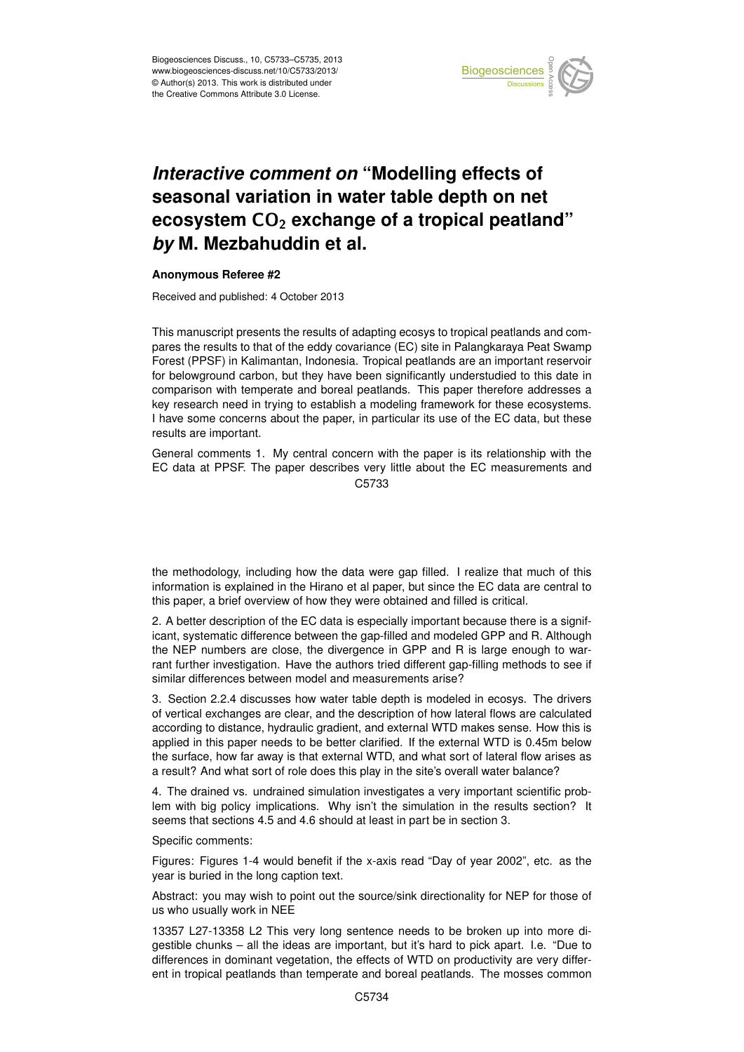# *Interactive comment on* "Modelling effects of seasonal variation in water table depth on net ecosystem $CO_2$ exchange of a tropical peatland" *by* M. Mezbahuddin et al.

**Anonymous Referee #2**

Received and published: 4 October 2013

This manuscript presents the results of adapting ecosys to tropical peatlands and compares the results to that of the eddy covariance (EC) site in Palangkaraya Peat Swamp Forest (PPSF) in Kalimantan, Indonesia. Tropical peatlands are an important reservoir for belowground carbon, but they have been significantly understudied to this date in comparison with temperate and boreal peatlands. This paper therefore addresses a key research need in trying to establish a modeling framework for these ecosystems. I have some concerns about the paper, in particular its use of the EC data, but these results are important.

General comments 1. My central concern with the paper is its relationship with the EC data at PPSF. The paper describes very little about the EC measurements and the methodology, including how the data were gap filled. I realize that much of this information is explained in the Hirano et al paper, but since the EC data are central to this paper, a brief overview of how they were obtained and filled is critical.

2. A better description of the EC data is especially important because there is a significant, systematic difference between the gap-filled and modeled GPP and R. Although the NEP numbers are close, the divergence in GPP and R is large enough to warrant further investigation. Have the authors tried different gap-filling methods to see if similar differences between model and measurements arise?

3. Section 2.2.4 discusses how water table depth is modeled in ecosys. The drivers of vertical exchanges are clear, and the description of how lateral flows are calculated according to distance, hydraulic gradient, and external WTD makes sense. How this is applied in this paper needs to be better clarified. If the external WTD is 0.45m below the surface, how far away is that external WTD, and what sort of lateral flow arises as a result? And what sort of role does this play in the site's overall water balance?

4. The drained vs. undrained simulation investigates a very important scientific problem with big policy implications. Why isn't the simulation in the results section? It seems that sections 4.5 and 4.6 should at least in part be in section 3.

Specific comments:

Figures: Figures 1-4 would benefit if the x-axis read "Day of year 2002", etc. as the year is buried in the long caption text.

Abstract: you may wish to point out the source/sink directionality for NEP for those of us who usually work in NEE

13357 L27-13358 L2 This very long sentence needs to be broken up into more digestible chunks – all the ideas are important, but it's hard to pick apart. I.e. "Due to differences in dominant vegetation, the effects of WTD on productivity are very different in tropical peatlands than temperate and boreal peatlands. The mosses common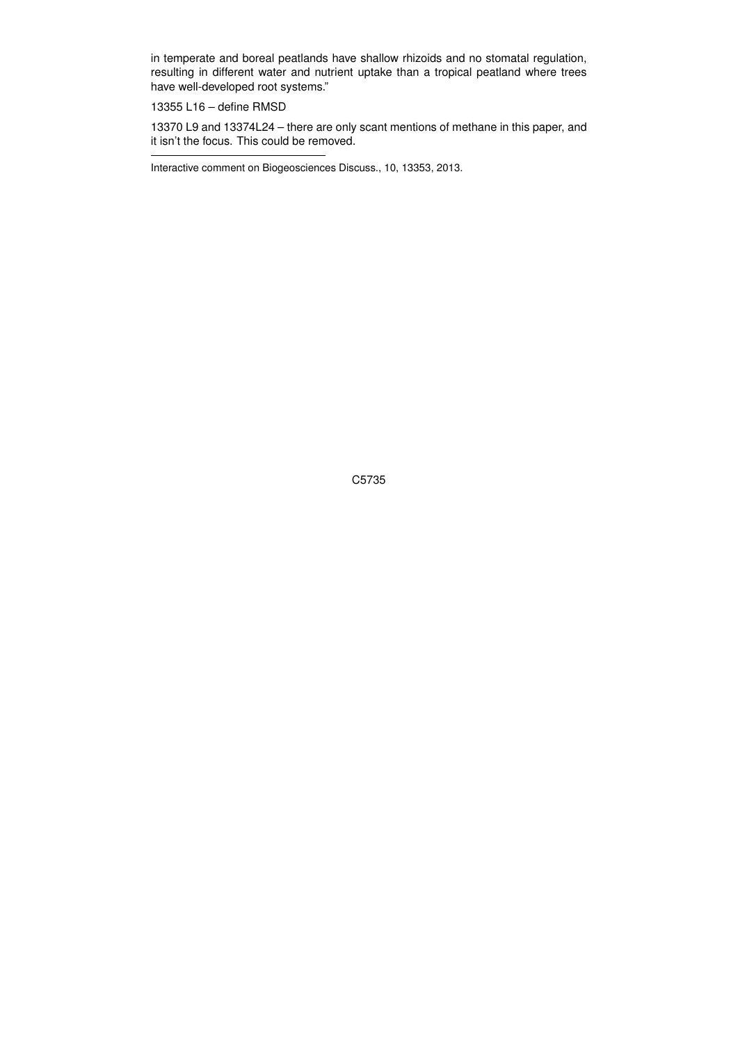in temperate and boreal peatlands have shallow rhizoids and no stomatal regulation, resulting in different water and nutrient uptake than a tropical peatland where trees have well-developed root systems."

13355 L16 – define RMSD

13370 L9 and 13374L24 – there are only scant mentions of methane in this paper, and it isn't the focus. This could be removed.

---

Interactive comment on Biogeosciences Discuss., 10, 13353, 2013.